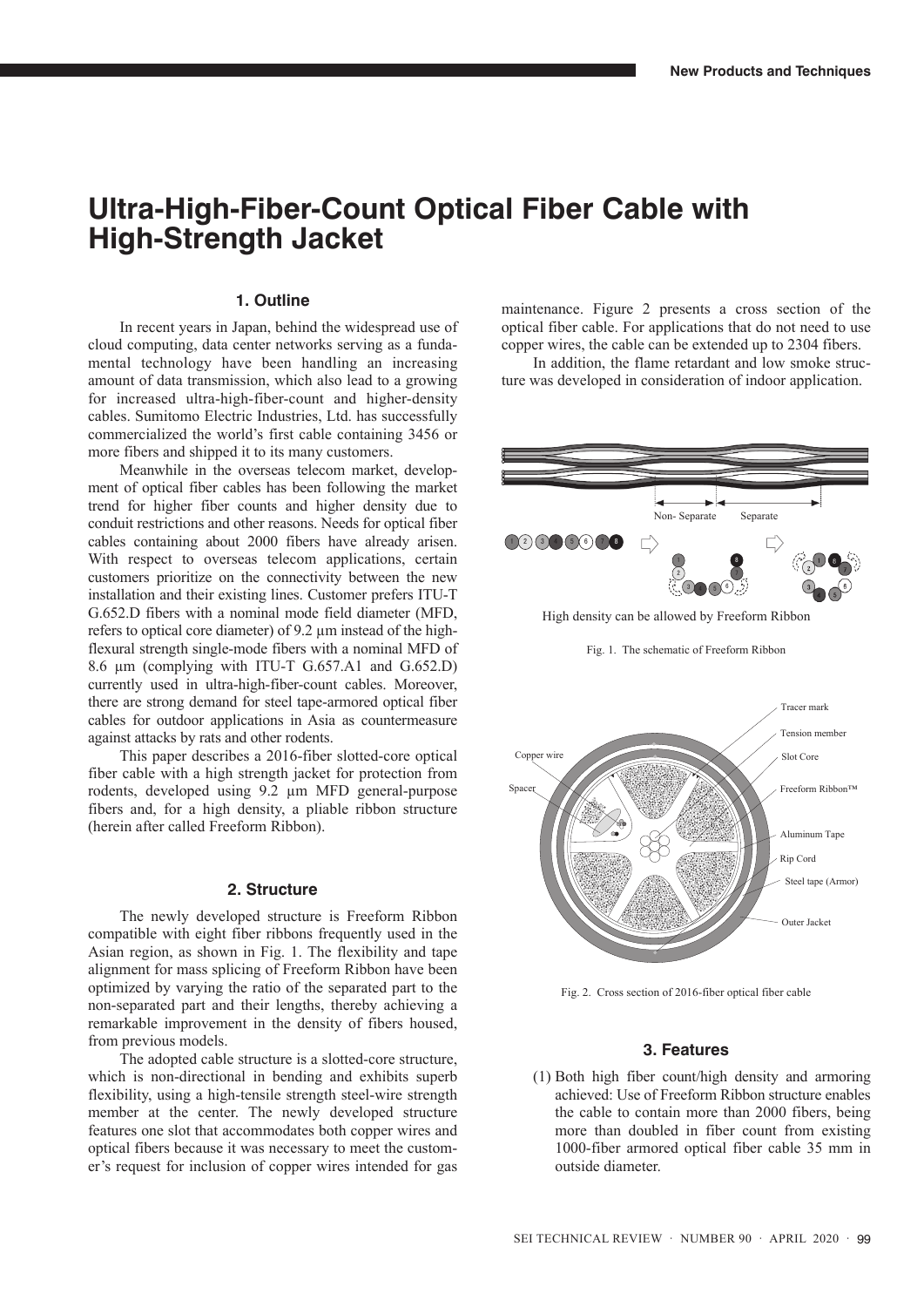# Ultra-High-Fiber-Count Optical Fiber Cable with High-Strength Jacket

## 1. Outline

In recent years in Japan, behind the widespread use of cloud computing, data center networks serving as a fundamental technology have been handling an increasing amount of data transmission, which also lead to a growing for increased ultra-high-fiber-count and higher-density cables. Sumitomo Electric Industries, Ltd. has successfully commercialized the world's first cable containing 3456 or more fibers and shipped it to its many customers.

Meanwhile in the overseas telecom market, development of optical fiber cables has been following the market trend for higher fiber counts and higher density due to conduit restrictions and other reasons. Needs for optical fiber cables containing about 2000 fibers have already arisen. With respect to overseas telecom applications, certain customers prioritize on the connectivity between the new installation and their existing lines. Customer prefers ITU-T G.652.D fibers with a nominal mode field diameter (MFD, refers to optical core diameter) of 9.2 µm instead of the high-flexural strength single-mode fibers with a nominal MFD of 8.6 µm (complying with ITU-T G.657.A1 and G.652.D) currently used in ultra-high-fiber-count cables. Moreover, there are strong demand for steel tape-armored optical fiber cables for outdoor applications in Asia as countermeasure against attacks by rats and other rodents.

This paper describes a 2016-fiber slotted-core optical fiber cable with a high strength jacket for protection from rodents, developed using 9.2 µm MFD general-purpose fibers and, for a high density, a pliable ribbon structure (herein after called Freeform Ribbon).

## 2. Structure

The newly developed structure is Freeform Ribbon compatible with eight fiber ribbons frequently used in the Asian region, as shown in Fig. 1. The flexibility and tape alignment for mass splicing of Freeform Ribbon have been optimized by varying the ratio of the separated part to the non-separated part and their lengths, thereby achieving a remarkable improvement in the density of fibers housed, from previous models.

The adopted cable structure is a slotted-core structure, which is non-directional in bending and exhibits superb flexibility, using a high-tensile strength steel-wire strength member at the center. The newly developed structure features one slot that accommodates both copper wires and optical fibers because it was necessary to meet the customer's request for inclusion of copper wires intended for gas maintenance. Figure 2 presents a cross section of the optical fiber cable. For applications that do not need to use copper wires, the cable can be extended up to 2304 fibers.

In addition, the flame retardant and low smoke structure was developed in consideration of indoor application.

Non- Separate
Separate
1 2 3 4 5 6 7 8
High density can be allowed by Freeform Ribbon

Fig. 1. The schematic of Freeform Ribbon

Tracer mark
Tension member
Copper wire
Slot Core
Spacer
Freeform Ribbon™
Aluminum Tape
Rip Cord
Steel tape (Armor)
Outer Jacket

Fig. 2. Cross section of 2016-fiber optical fiber cable

## 3. Features

(1) Both high fiber count/high density and armoring achieved: Use of Freeform Ribbon structure enables the cable to contain more than 2000 fibers, being more than doubled in fiber count from existing 1000-fiber armored optical fiber cable 35 mm in outside diameter.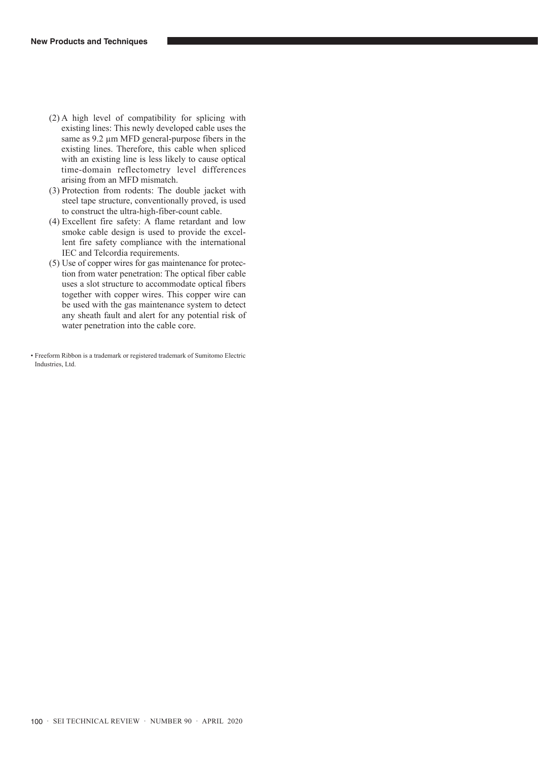(2) A high level of compatibility for splicing with existing lines: This newly developed cable uses the same as 9.2 µm MFD general-purpose fibers in the existing lines. Therefore, this cable when spliced with an existing line is less likely to cause optical time-domain reflectometry level differences arising from an MFD mismatch.

(3) Protection from rodents: The double jacket with steel tape structure, conventionally proved, is used to construct the ultra-high-fiber-count cable.

(4) Excellent fire safety: A flame retardant and low smoke cable design is used to provide the excellent fire safety compliance with the international IEC and Telcordia requirements.

(5) Use of copper wires for gas maintenance for protection from water penetration: The optical fiber cable uses a slot structure to accommodate optical fibers together with copper wires. This copper wire can be used with the gas maintenance system to detect any sheath fault and alert for any potential risk of water penetration into the cable core.

• Freeform Ribbon is a trademark or registered trademark of Sumitomo Electric Industries, Ltd.